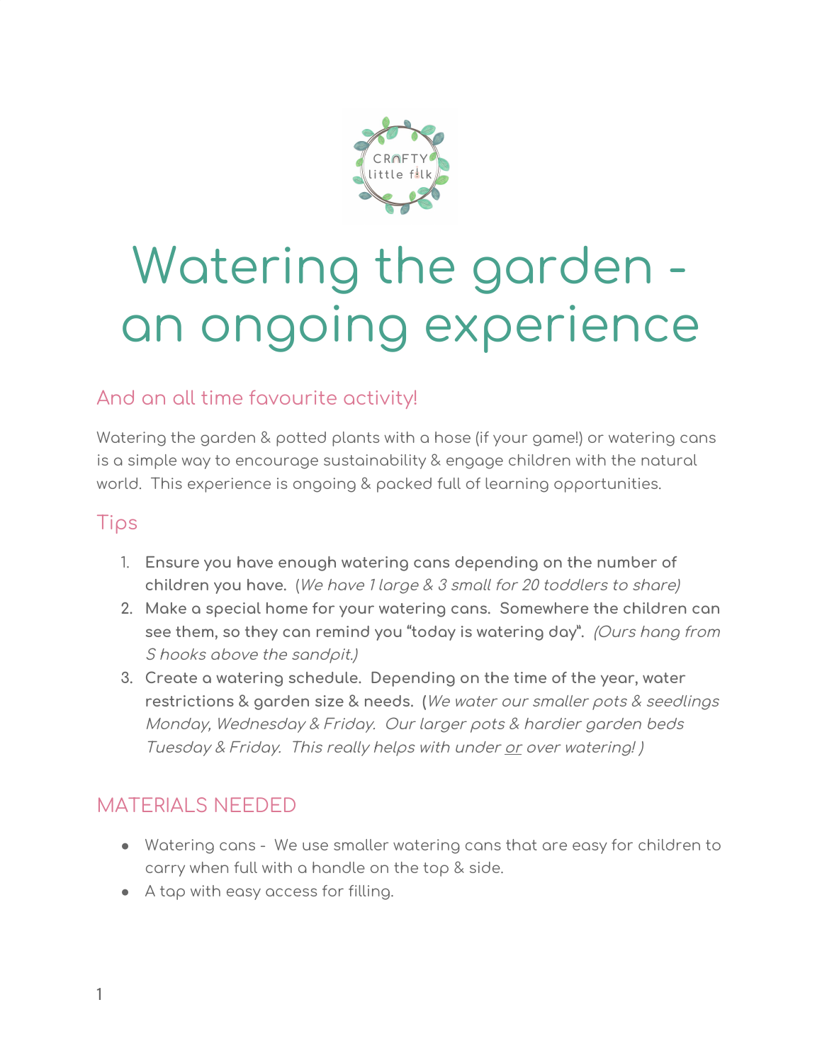# Watering the garden - an ongoing experience

## And an all time favourite activity!

Watering the garden & potted plants with a hose (if your game!) or watering cans is a simple way to encourage sustainability & engage children with the natural world. This experience is ongoing & packed full of learning opportunities.

## Tips

1. **Ensure you have enough watering cans depending on the number of children you have.** (*We have 1 large & 3 small for 20 toddlers to share)*
2. **Make a special home for your watering cans. Somewhere the children can see them, so they can remind you "today is watering day".** *(Ours hang from S hooks above the sandpit.)*
3. **Create a watering schedule. Depending on the time of the year, water restrictions & garden size & needs. (***We water our smaller pots & seedlings Monday, Wednesday & Friday. Our larger pots & hardier garden beds Tuesday & Friday. This really helps with under* <u>*or*</u> *over watering! )*

## MATERIALS NEEDED

- Watering cans - We use smaller watering cans that are easy for children to carry when full with a handle on the top & side.
- A tap with easy access for filling.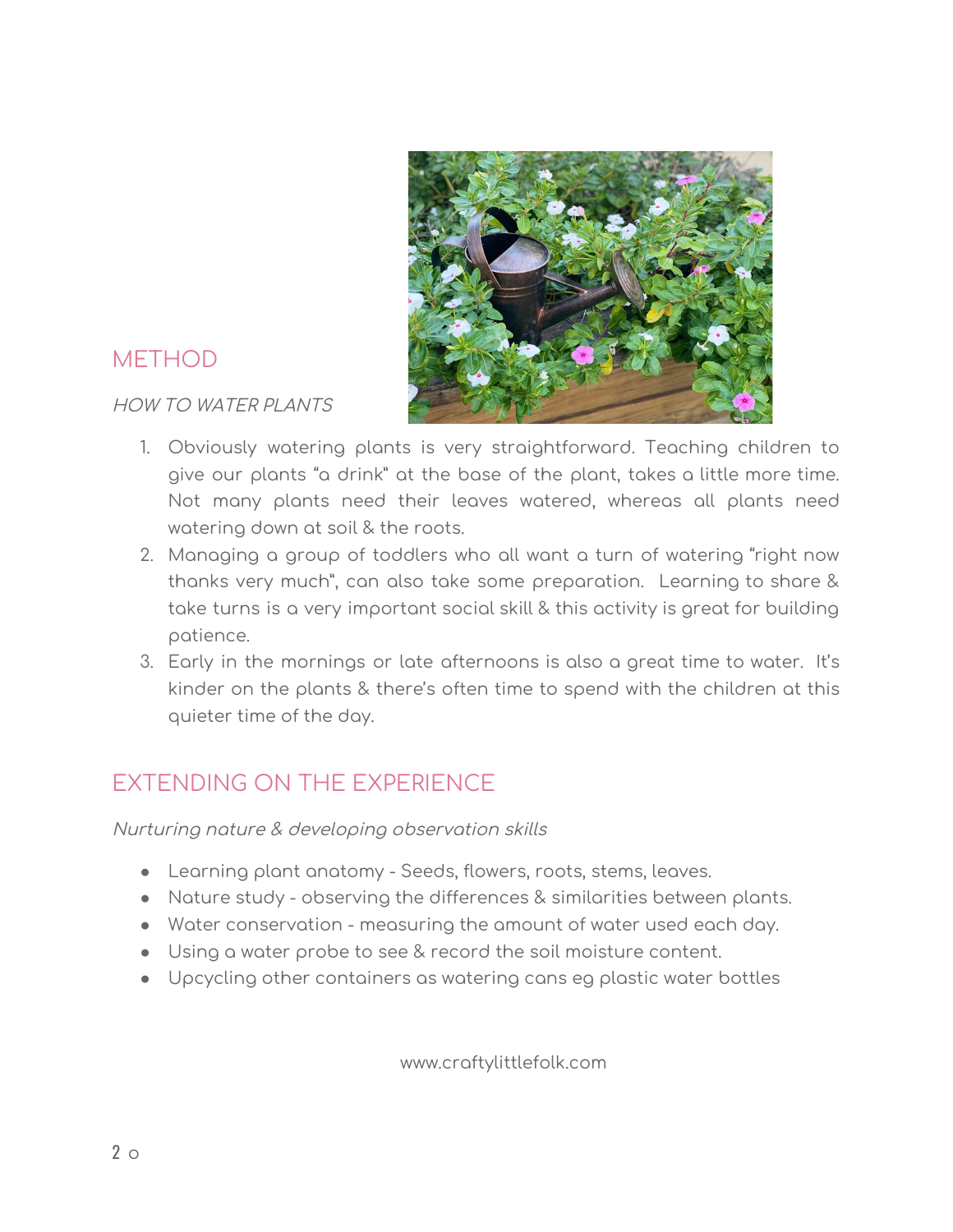## METHOD

*HOW TO WATER PLANTS*

1. Obviously watering plants is very straightforward. Teaching children to give our plants "a drink" at the base of the plant, takes a little more time. Not many plants need their leaves watered, whereas all plants need watering down at soil & the roots.
2. Managing a group of toddlers who all want a turn of watering "right now thanks very much", can also take some preparation. Learning to share & take turns is a very important social skill & this activity is great for building patience.
3. Early in the mornings or late afternoons is also a great time to water. It's kinder on the plants & there's often time to spend with the children at this quieter time of the day.

## EXTENDING ON THE EXPERIENCE

*Nurturing nature & developing observation skills*

- Learning plant anatomy - Seeds, flowers, roots, stems, leaves.
- Nature study - observing the differences & similarities between plants.
- Water conservation - measuring the amount of water used each day.
- Using a water probe to see & record the soil moisture content.
- Upcycling other containers as watering cans eg plastic water bottles

www.craftylittlefolk.com